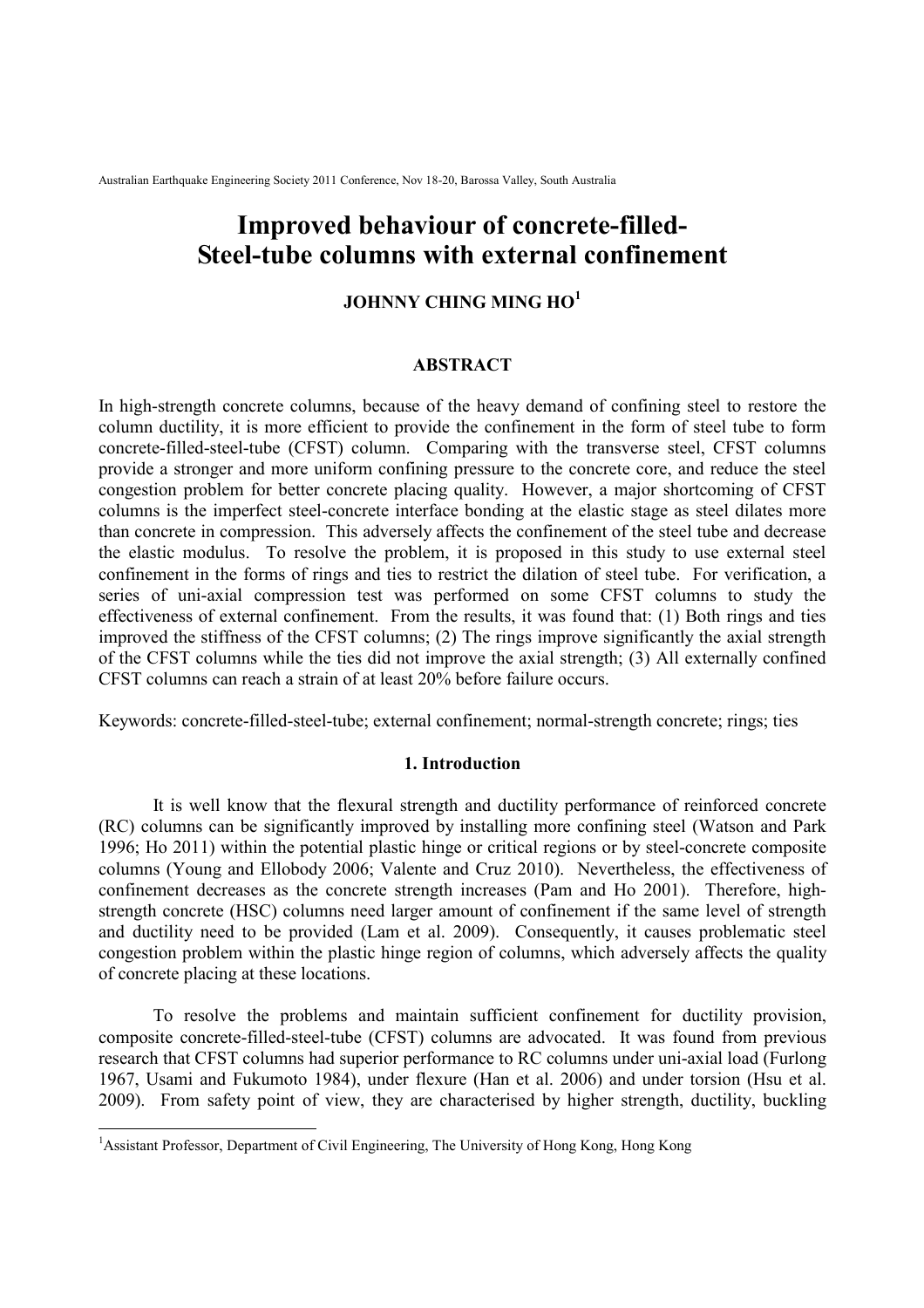# Improved behaviour of concrete-filled-Steel-tube columns with external confinement

**JOHNNY CHING MING HO[1]**

## ABSTRACT

In high-strength concrete columns, because of the heavy demand of confining steel to restore the column ductility, it is more efficient to provide the confinement in the form of steel tube to form concrete-filled-steel-tube (CFST) column. Comparing with the transverse steel, CFST columns provide a stronger and more uniform confining pressure to the concrete core, and reduce the steel congestion problem for better concrete placing quality. However, a major shortcoming of CFST columns is the imperfect steel-concrete interface bonding at the elastic stage as steel dilates more than concrete in compression. This adversely affects the confinement of the steel tube and decrease the elastic modulus. To resolve the problem, it is proposed in this study to use external steel confinement in the forms of rings and ties to restrict the dilation of steel tube. For verification, a series of uni-axial compression test was performed on some CFST columns to study the effectiveness of external confinement. From the results, it was found that: (1) Both rings and ties improved the stiffness of the CFST columns; (2) The rings improve significantly the axial strength of the CFST columns while the ties did not improve the axial strength; (3) All externally confined CFST columns can reach a strain of at least 20% before failure occurs.

Keywords: concrete-filled-steel-tube; external confinement; normal-strength concrete; rings; ties

## 1. Introduction

It is well know that the flexural strength and ductility performance of reinforced concrete (RC) columns can be significantly improved by installing more confining steel (Watson and Park 1996; Ho 2011) within the potential plastic hinge or critical regions or by steel-concrete composite columns (Young and Ellobody 2006; Valente and Cruz 2010). Nevertheless, the effectiveness of confinement decreases as the concrete strength increases (Pam and Ho 2001). Therefore, high-strength concrete (HSC) columns need larger amount of confinement if the same level of strength and ductility need to be provided (Lam et al. 2009). Consequently, it causes problematic steel congestion problem within the plastic hinge region of columns, which adversely affects the quality of concrete placing at these locations.

To resolve the problems and maintain sufficient confinement for ductility provision, composite concrete-filled-steel-tube (CFST) columns are advocated. It was found from previous research that CFST columns had superior performance to RC columns under uni-axial load (Furlong 1967, Usami and Fukumoto 1984), under flexure (Han et al. 2006) and under torsion (Hsu et al. 2009). From safety point of view, they are characterised by higher strength, ductility, buckling

[1]Assistant Professor, Department of Civil Engineering, The University of Hong Kong, Hong Kong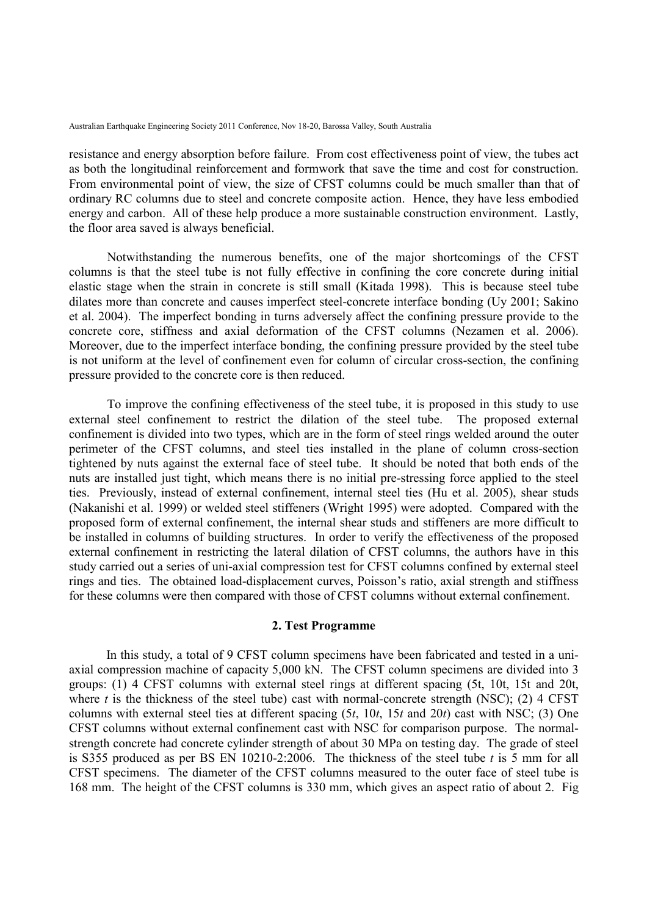resistance and energy absorption before failure. From cost effectiveness point of view, the tubes act as both the longitudinal reinforcement and formwork that save the time and cost for construction. From environmental point of view, the size of CFST columns could be much smaller than that of ordinary RC columns due to steel and concrete composite action. Hence, they have less embodied energy and carbon. All of these help produce a more sustainable construction environment. Lastly, the floor area saved is always beneficial.

Notwithstanding the numerous benefits, one of the major shortcomings of the CFST columns is that the steel tube is not fully effective in confining the core concrete during initial elastic stage when the strain in concrete is still small (Kitada 1998). This is because steel tube dilates more than concrete and causes imperfect steel-concrete interface bonding (Uy 2001; Sakino et al. 2004). The imperfect bonding in turns adversely affect the confining pressure provide to the concrete core, stiffness and axial deformation of the CFST columns (Nezamen et al. 2006). Moreover, due to the imperfect interface bonding, the confining pressure provided by the steel tube is not uniform at the level of confinement even for column of circular cross-section, the confining pressure provided to the concrete core is then reduced.

To improve the confining effectiveness of the steel tube, it is proposed in this study to use external steel confinement to restrict the dilation of the steel tube. The proposed external confinement is divided into two types, which are in the form of steel rings welded around the outer perimeter of the CFST columns, and steel ties installed in the plane of column cross-section tightened by nuts against the external face of steel tube. It should be noted that both ends of the nuts are installed just tight, which means there is no initial pre-stressing force applied to the steel ties. Previously, instead of external confinement, internal steel ties (Hu et al. 2005), shear studs (Nakanishi et al. 1999) or welded steel stiffeners (Wright 1995) were adopted. Compared with the proposed form of external confinement, the internal shear studs and stiffeners are more difficult to be installed in columns of building structures. In order to verify the effectiveness of the proposed external confinement in restricting the lateral dilation of CFST columns, the authors have in this study carried out a series of uni-axial compression test for CFST columns confined by external steel rings and ties. The obtained load-displacement curves, Poisson's ratio, axial strength and stiffness for these columns were then compared with those of CFST columns without external confinement.

## 2. Test Programme

In this study, a total of 9 CFST column specimens have been fabricated and tested in a uni-axial compression machine of capacity 5,000 kN. The CFST column specimens are divided into 3 groups: (1) 4 CFST columns with external steel rings at different spacing (5t, 10t, 15t and 20t, where $t$ is the thickness of the steel tube) cast with normal-concrete strength (NSC); (2) 4 CFST columns with external steel ties at different spacing ($5t$, $10t$, $15t$ and $20t$) cast with NSC; (3) One CFST columns without external confinement cast with NSC for comparison purpose. The normal-strength concrete had concrete cylinder strength of about 30 MPa on testing day. The grade of steel is S355 produced as per BS EN 10210-2:2006. The thickness of the steel tube $t$ is 5 mm for all CFST specimens. The diameter of the CFST columns measured to the outer face of steel tube is 168 mm. The height of the CFST columns is 330 mm, which gives an aspect ratio of about 2. Fig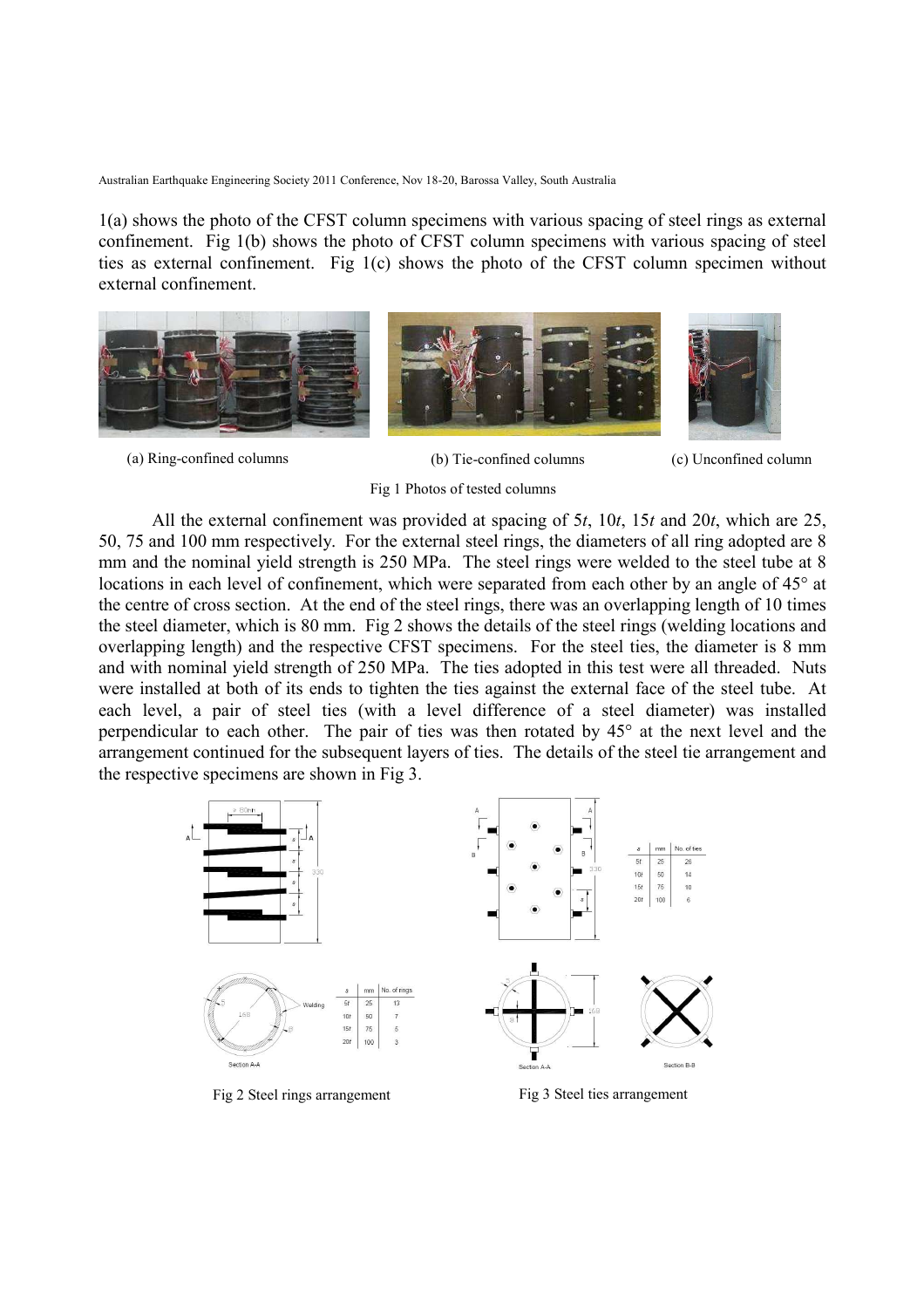1(a) shows the photo of the CFST column specimens with various spacing of steel rings as external confinement. Fig 1(b) shows the photo of CFST column specimens with various spacing of steel ties as external confinement. Fig 1(c) shows the photo of the CFST column specimen without external confinement.

(a) Ring-confined columns (b) Tie-confined columns (c) Unconfined column

Fig 1 Photos of tested columns

All the external confinement was provided at spacing of 5*t*, 10*t*, 15*t* and 20*t*, which are 25, 50, 75 and 100 mm respectively. For the external steel rings, the diameters of all ring adopted are 8 mm and the nominal yield strength is 250 MPa. The steel rings were welded to the steel tube at 8 locations in each level of confinement, which were separated from each other by an angle of 45° at the centre of cross section. At the end of the steel rings, there was an overlapping length of 10 times the steel diameter, which is 80 mm. Fig 2 shows the details of the steel rings (welding locations and overlapping length) and the respective CFST specimens. For the steel ties, the diameter is 8 mm and with nominal yield strength of 250 MPa. The ties adopted in this test were all threaded. Nuts were installed at both of its ends to tighten the ties against the external face of the steel tube. At each level, a pair of steel ties (with a level difference of a steel diameter) was installed perpendicular to each other. The pair of ties was then rotated by 45° at the next level and the arrangement continued for the subsequent layers of ties. The details of the steel tie arrangement and the respective specimens are shown in Fig 3.

| s | mm | No. of rings |
| --- | --- | --- |
| 5t | 25 | 13 |
| 10t | 50 | 7 |
| 15t | 75 | 5 |
| 20t | 100 | 3 |

Fig 2 Steel rings arrangement

| s | mm | No. of ties |
| --- | --- | --- |
| 5t | 25 | 26 |
| 10t | 50 | 14 |
| 15t | 75 | 10 |
| 20t | 100 | 6 |

Fig 3 Steel ties arrangement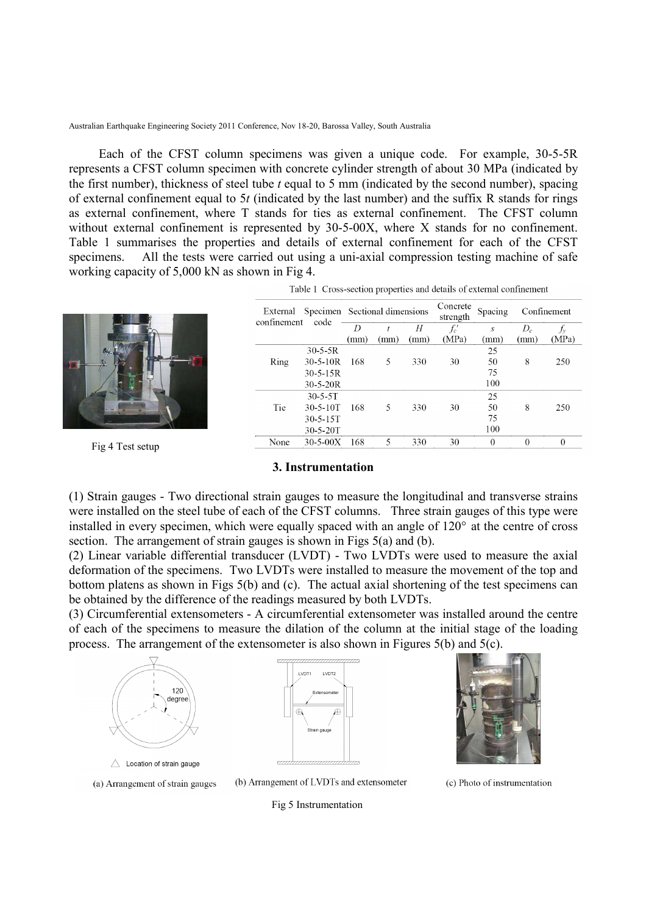Each of the CFST column specimens was given a unique code. For example, 30-5-5R represents a CFST column specimen with concrete cylinder strength of about 30 MPa (indicated by the first number), thickness of steel tube *t* equal to 5 mm (indicated by the second number), spacing of external confinement equal to 5*t* (indicated by the last number) and the suffix R stands for rings as external confinement, where T stands for ties as external confinement. The CFST column without external confinement is represented by 30-5-00X, where X stands for no confinement. Table 1 summarises the properties and details of external confinement for each of the CFST specimens. All the tests were carried out using a uni-axial compression testing machine of safe working capacity of 5,000 kN as shown in Fig 4.

Fig 4 Test setup

Table 1 Cross-section properties and details of external confinement

| External confinement | Specimen code | Sectional dimensions | | | Concrete strength | Spacing | Confinement | |
|---|---|---|---|---|---|---|---|---|
| | | $D$ (mm) | $t$ (mm) | $H$ (mm) | $f_c'$ (MPa) | $s$ (mm) | $D_c$ (mm) | $f_y$ (MPa) |
| Ring | 30-5-5R | 168 | 5 | 330 | 30 | 25 | 8 | 250 |
| | 30-5-10R | | | | | 50 | | |
| | 30-5-15R | | | | | 75 | | |
| | 30-5-20R | | | | | 100 | | |
| Tie | 30-5-5T | 168 | 5 | 330 | 30 | 25 | 8 | 250 |
| | 30-5-10T | | | | | 50 | | |
| | 30-5-15T | | | | | 75 | | |
| | 30-5-20T | | | | | 100 | | |
| None | 30-5-00X | 168 | 5 | 330 | 30 | 0 | 0 | 0 |

## 3. Instrumentation

(1) Strain gauges - Two directional strain gauges to measure the longitudinal and transverse strains were installed on the steel tube of each of the CFST columns. Three strain gauges of this type were installed in every specimen, which were equally spaced with an angle of 120° at the centre of cross section. The arrangement of strain gauges is shown in Figs 5(a) and (b).

(2) Linear variable differential transducer (LVDT) - Two LVDTs were used to measure the axial deformation of the specimens. Two LVDTs were installed to measure the movement of the top and bottom platens as shown in Figs 5(b) and (c). The actual axial shortening of the test specimens can be obtained by the difference of the readings measured by both LVDTs.

(3) Circumferential extensometers - A circumferential extensometer was installed around the centre of each of the specimens to measure the dilation of the column at the initial stage of the loading process. The arrangement of the extensometer is also shown in Figures 5(b) and 5(c).

(a) Arrangement of strain gauges (b) Arrangement of LVDTs and extensometer (c) Photo of instrumentation

Fig 5 Instrumentation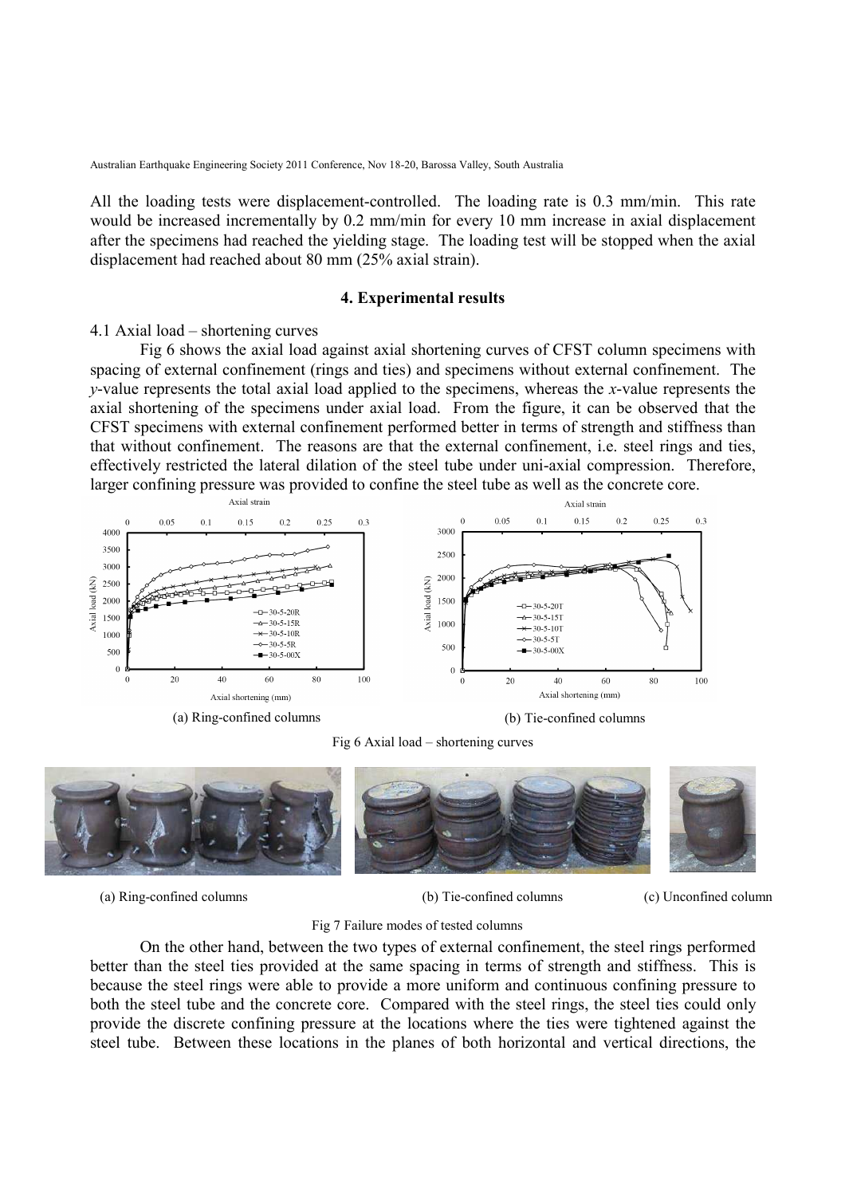All the loading tests were displacement-controlled. The loading rate is 0.3 mm/min. This rate would be increased incrementally by 0.2 mm/min for every 10 mm increase in axial displacement after the specimens had reached the yielding stage. The loading test will be stopped when the axial displacement had reached about 80 mm (25% axial strain).

## 4. Experimental results

### 4.1 Axial load – shortening curves

Fig 6 shows the axial load against axial shortening curves of CFST column specimens with spacing of external confinement (rings and ties) and specimens without external confinement. The $y$-value represents the total axial load applied to the specimens, whereas the $x$-value represents the axial shortening of the specimens under axial load. From the figure, it can be observed that the CFST specimens with external confinement performed better in terms of strength and stiffness than that without confinement. The reasons are that the external confinement, i.e. steel rings and ties, effectively restricted the lateral dilation of the steel tube under uni-axial compression. Therefore, larger confining pressure was provided to confine the steel tube as well as the concrete core.

(a) Ring-confined columns

(b) Tie-confined columns

Fig 6 Axial load – shortening curves

(a) Ring-confined columns

(b) Tie-confined columns

(c) Unconfined column

Fig 7 Failure modes of tested columns

On the other hand, between the two types of external confinement, the steel rings performed better than the steel ties provided at the same spacing in terms of strength and stiffness. This is because the steel rings were able to provide a more uniform and continuous confining pressure to both the steel tube and the concrete core. Compared with the steel rings, the steel ties could only provide the discrete confining pressure at the locations where the ties were tightened against the steel tube. Between these locations in the planes of both horizontal and vertical directions, the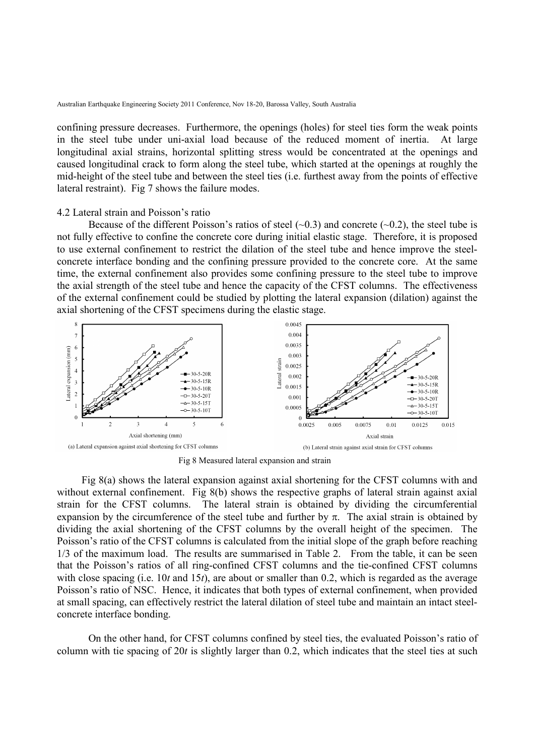confining pressure decreases. Furthermore, the openings (holes) for steel ties form the weak points in the steel tube under uni-axial load because of the reduced moment of inertia. At large longitudinal axial strains, horizontal splitting stress would be concentrated at the openings and caused longitudinal crack to form along the steel tube, which started at the openings at roughly the mid-height of the steel tube and between the steel ties (i.e. furthest away from the points of effective lateral restraint). Fig 7 shows the failure modes.

### 4.2 Lateral strain and Poisson's ratio

Because of the different Poisson's ratios of steel (~0.3) and concrete (~0.2), the steel tube is not fully effective to confine the concrete core during initial elastic stage. Therefore, it is proposed to use external confinement to restrict the dilation of the steel tube and hence improve the steel-concrete interface bonding and the confining pressure provided to the concrete core. At the same time, the external confinement also provides some confining pressure to the steel tube to improve the axial strength of the steel tube and hence the capacity of the CFST columns. The effectiveness of the external confinement could be studied by plotting the lateral expansion (dilation) against the axial shortening of the CFST specimens during the elastic stage.

(a) Lateral expansion against axial shortening for CFST columns

(b) Lateral strain against axial strain for CFST columns

Fig 8 Measured lateral expansion and strain

Fig 8(a) shows the lateral expansion against axial shortening for the CFST columns with and without external confinement. Fig 8(b) shows the respective graphs of lateral strain against axial strain for the CFST columns. The lateral strain is obtained by dividing the circumferential expansion by the circumference of the steel tube and further by $\pi$. The axial strain is obtained by dividing the axial shortening of the CFST columns by the overall height of the specimen. The Poisson's ratio of the CFST columns is calculated from the initial slope of the graph before reaching 1/3 of the maximum load. The results are summarised in Table 2. From the table, it can be seen that the Poisson's ratios of all ring-confined CFST columns and the tie-confined CFST columns with close spacing (i.e. 10*t* and 15*t*), are about or smaller than 0.2, which is regarded as the average Poisson's ratio of NSC. Hence, it indicates that both types of external confinement, when provided at small spacing, can effectively restrict the lateral dilation of steel tube and maintain an intact steel-concrete interface bonding.

On the other hand, for CFST columns confined by steel ties, the evaluated Poisson's ratio of column with tie spacing of 20*t* is slightly larger than 0.2, which indicates that the steel ties at such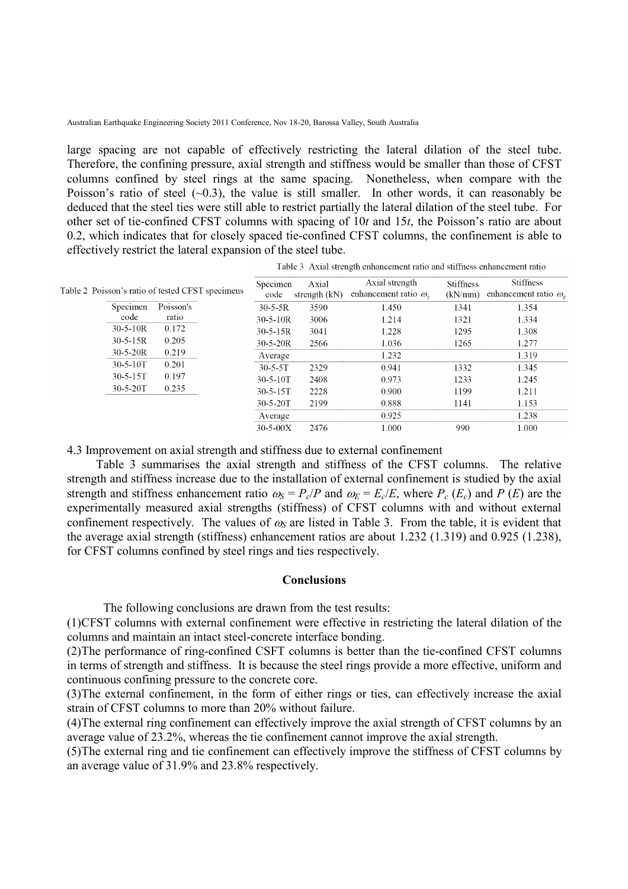large spacing are not capable of effectively restricting the lateral dilation of the steel tube. Therefore, the confining pressure, axial strength and stiffness would be smaller than those of CFST columns confined by steel rings at the same spacing. Nonetheless, when compare with the Poisson's ratio of steel (~0.3), the value is still smaller. In other words, it can reasonably be deduced that the steel ties were still able to restrict partially the lateral dilation of the steel tube. For other set of tie-confined CFST columns with spacing of 10$t$ and 15$t$, the Poisson's ratio are about 0.2, which indicates that for closely spaced tie-confined CFST columns, the confinement is able to effectively restrict the lateral expansion of the steel tube.

Table 2 Poisson's ratio of tested CFST specimens

| Specimen code | Poisson's ratio |
|---|---|
| 30-5-10R | 0.172 |
| 30-5-15R | 0.205 |
| 30-5-20R | 0.219 |
| 30-5-10T | 0.201 |
| 30-5-15T | 0.197 |
| 30-5-20T | 0.235 |

Table 3 Axial strength enhancement ratio and stiffness enhancement ratio

| Specimen code | Axial strength (kN) | Axial strength enhancement ratio $\omega_S$ | Stiffness (kN/mm) | Stiffness enhancement ratio $\omega_E$ |
|---|---|---|---|---|
| 30-5-5R | 3590 | 1.450 | 1341 | 1.354 |
| 30-5-10R | 3006 | 1.214 | 1321 | 1.334 |
| 30-5-15R | 3041 | 1.228 | 1295 | 1.308 |
| 30-5-20R | 2566 | 1.036 | 1265 | 1.277 |
| Average | | 1.232 | | 1.319 |
| 30-5-5T | 2329 | 0.941 | 1332 | 1.345 |
| 30-5-10T | 2408 | 0.973 | 1233 | 1.245 |
| 30-5-15T | 2228 | 0.900 | 1199 | 1.211 |
| 30-5-20T | 2199 | 0.888 | 1141 | 1.153 |
| Average | | 0.925 | | 1.238 |
| 30-5-00X | 2476 | 1.000 | 990 | 1.000 |

### 4.3 Improvement on axial strength and stiffness due to external confinement

Table 3 summarises the axial strength and stiffness of the CFST columns. The relative strength and stiffness increase due to the installation of external confinement is studied by the axial strength and stiffness enhancement ratio $\omega_S = P_c/P$ and $\omega_E = E_c/E$, where $P_c$ ($E_c$) and $P$ ($E$) are the experimentally measured axial strengths (stiffness) of CFST columns with and without external confinement respectively. The values of $\omega_S$ are listed in Table 3. From the table, it is evident that the average axial strength (stiffness) enhancement ratios are about 1.232 (1.319) and 0.925 (1.238), for CFST columns confined by steel rings and ties respectively.

## Conclusions

The following conclusions are drawn from the test results:

(1)CFST columns with external confinement were effective in restricting the lateral dilation of the columns and maintain an intact steel-concrete interface bonding.

(2)The performance of ring-confined CSFT columns is better than the tie-confined CFST columns in terms of strength and stiffness. It is because the steel rings provide a more effective, uniform and continuous confining pressure to the concrete core.

(3)The external confinement, in the form of either rings or ties, can effectively increase the axial strain of CFST columns to more than 20% without failure.

(4)The external ring confinement can effectively improve the axial strength of CFST columns by an average value of 23.2%, whereas the tie confinement cannot improve the axial strength.

(5)The external ring and tie confinement can effectively improve the stiffness of CFST columns by an average value of 31.9% and 23.8% respectively.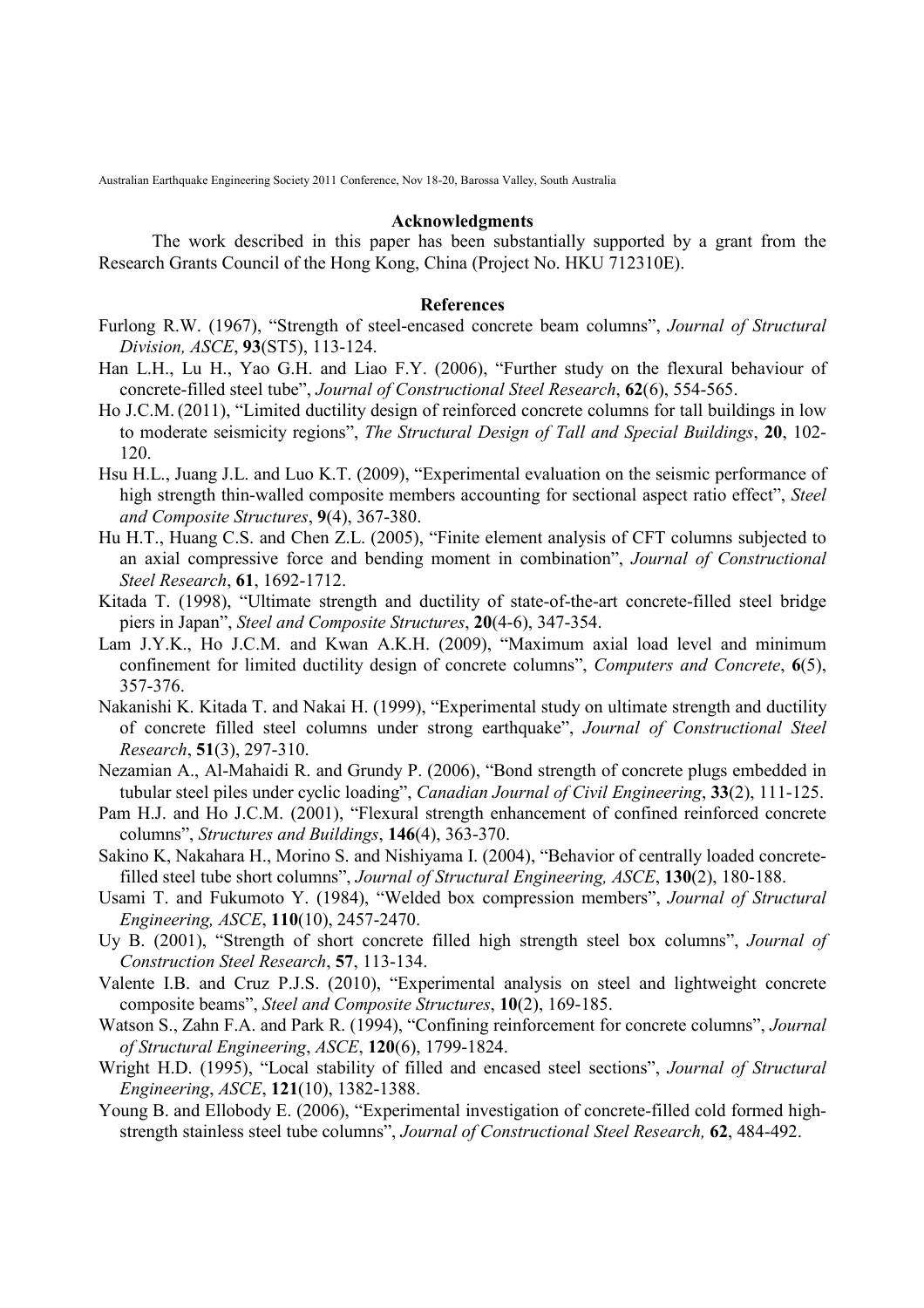## Acknowledgments

The work described in this paper has been substantially supported by a grant from the Research Grants Council of the Hong Kong, China (Project No. HKU 712310E).

## References

Furlong R.W. (1967), "Strength of steel-encased concrete beam columns", *Journal of Structural Division, ASCE*, **93**(ST5), 113-124.

Han L.H., Lu H., Yao G.H. and Liao F.Y. (2006), "Further study on the flexural behaviour of concrete-filled steel tube", *Journal of Constructional Steel Research*, **62**(6), 554-565.

Ho J.C.M. (2011), "Limited ductility design of reinforced concrete columns for tall buildings in low to moderate seismicity regions", *The Structural Design of Tall and Special Buildings*, **20**, 102-120.

Hsu H.L., Juang J.L. and Luo K.T. (2009), "Experimental evaluation on the seismic performance of high strength thin-walled composite members accounting for sectional aspect ratio effect", *Steel and Composite Structures*, **9**(4), 367-380.

Hu H.T., Huang C.S. and Chen Z.L. (2005), "Finite element analysis of CFT columns subjected to an axial compressive force and bending moment in combination", *Journal of Constructional Steel Research*, **61**, 1692-1712.

Kitada T. (1998), "Ultimate strength and ductility of state-of-the-art concrete-filled steel bridge piers in Japan", *Steel and Composite Structures*, **20**(4-6), 347-354.

Lam J.Y.K., Ho J.C.M. and Kwan A.K.H. (2009), "Maximum axial load level and minimum confinement for limited ductility design of concrete columns", *Computers and Concrete*, **6**(5), 357-376.

Nakanishi K. Kitada T. and Nakai H. (1999), "Experimental study on ultimate strength and ductility of concrete filled steel columns under strong earthquake", *Journal of Constructional Steel Research*, **51**(3), 297-310.

Nezamian A., Al-Mahaidi R. and Grundy P. (2006), "Bond strength of concrete plugs embedded in tubular steel piles under cyclic loading", *Canadian Journal of Civil Engineering*, **33**(2), 111-125.

Pam H.J. and Ho J.C.M. (2001), "Flexural strength enhancement of confined reinforced concrete columns", *Structures and Buildings*, **146**(4), 363-370.

Sakino K, Nakahara H., Morino S. and Nishiyama I. (2004), "Behavior of centrally loaded concrete-filled steel tube short columns", *Journal of Structural Engineering, ASCE*, **130**(2), 180-188.

Usami T. and Fukumoto Y. (1984), "Welded box compression members", *Journal of Structural Engineering, ASCE*, **110**(10), 2457-2470.

Uy B. (2001), "Strength of short concrete filled high strength steel box columns", *Journal of Construction Steel Research*, **57**, 113-134.

Valente I.B. and Cruz P.J.S. (2010), "Experimental analysis on steel and lightweight concrete composite beams", *Steel and Composite Structures*, **10**(2), 169-185.

Watson S., Zahn F.A. and Park R. (1994), "Confining reinforcement for concrete columns", *Journal of Structural Engineering*, *ASCE*, **120**(6), 1799-1824.

Wright H.D. (1995), "Local stability of filled and encased steel sections", *Journal of Structural Engineering*, *ASCE*, **121**(10), 1382-1388.

Young B. and Ellobody E. (2006), "Experimental investigation of concrete-filled cold formed high-strength stainless steel tube columns", *Journal of Constructional Steel Research,* **62**, 484-492.